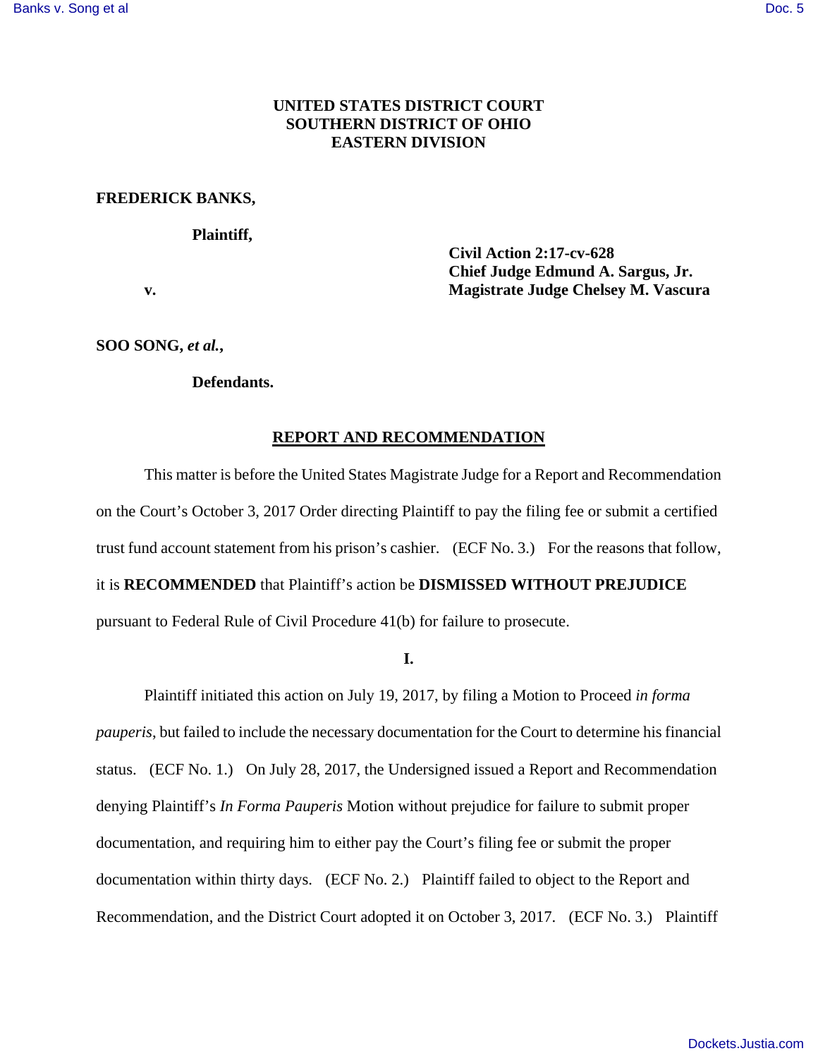**UNITED STATES DISTRICT COURT**
**SOUTHERN DISTRICT OF OHIO**
**EASTERN DIVISION**

**FREDERICK BANKS,**

**Plaintiff,**

**v.**

**Civil Action 2:17-cv-628**
**Chief Judge Edmund A. Sargus, Jr.**
**Magistrate Judge Chelsey M. Vascura**

**SOO SONG, *et al.*,**

**Defendants.**

**REPORT AND RECOMMENDATION**

This matter is before the United States Magistrate Judge for a Report and Recommendation on the Court's October 3, 2017 Order directing Plaintiff to pay the filing fee or submit a certified trust fund account statement from his prison's cashier. (ECF No. 3.) For the reasons that follow, it is **RECOMMENDED** that Plaintiff's action be **DISMISSED WITHOUT PREJUDICE** pursuant to Federal Rule of Civil Procedure 41(b) for failure to prosecute.

**I.**

Plaintiff initiated this action on July 19, 2017, by filing a Motion to Proceed *in forma pauperis*, but failed to include the necessary documentation for the Court to determine his financial status. (ECF No. 1.) On July 28, 2017, the Undersigned issued a Report and Recommendation denying Plaintiff's *In Forma Pauperis* Motion without prejudice for failure to submit proper documentation, and requiring him to either pay the Court's filing fee or submit the proper documentation within thirty days. (ECF No. 2.) Plaintiff failed to object to the Report and Recommendation, and the District Court adopted it on October 3, 2017. (ECF No. 3.) Plaintiff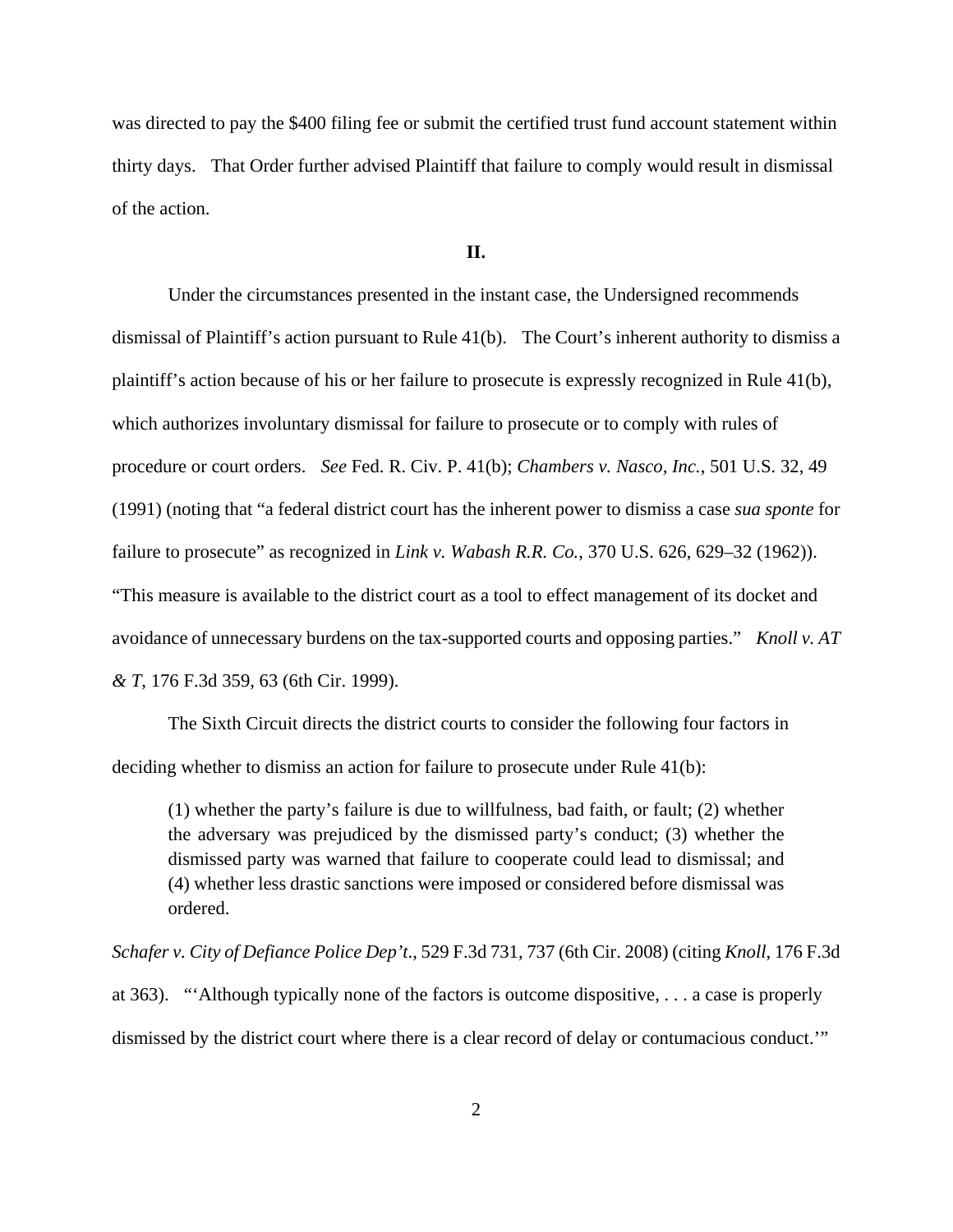was directed to pay the $400 filing fee or submit the certified trust fund account statement within thirty days. That Order further advised Plaintiff that failure to comply would result in dismissal of the action.

**II.**

Under the circumstances presented in the instant case, the Undersigned recommends dismissal of Plaintiff's action pursuant to Rule 41(b). The Court's inherent authority to dismiss a plaintiff's action because of his or her failure to prosecute is expressly recognized in Rule 41(b), which authorizes involuntary dismissal for failure to prosecute or to comply with rules of procedure or court orders. *See* Fed. R. Civ. P. 41(b); *Chambers v. Nasco, Inc.*, 501 U.S. 32, 49 (1991) (noting that "a federal district court has the inherent power to dismiss a case *sua sponte* for failure to prosecute" as recognized in *Link v. Wabash R.R. Co.*, 370 U.S. 626, 629–32 (1962)). "This measure is available to the district court as a tool to effect management of its docket and avoidance of unnecessary burdens on the tax-supported courts and opposing parties." *Knoll v. AT & T*, 176 F.3d 359, 63 (6th Cir. 1999).

The Sixth Circuit directs the district courts to consider the following four factors in deciding whether to dismiss an action for failure to prosecute under Rule 41(b):

> (1) whether the party's failure is due to willfulness, bad faith, or fault; (2) whether the adversary was prejudiced by the dismissed party's conduct; (3) whether the dismissed party was warned that failure to cooperate could lead to dismissal; and (4) whether less drastic sanctions were imposed or considered before dismissal was ordered.

*Schafer v. City of Defiance Police Dep't.*, 529 F.3d 731, 737 (6th Cir. 2008) (citing *Knoll*, 176 F.3d at 363). "'Although typically none of the factors is outcome dispositive, . . . a case is properly dismissed by the district court where there is a clear record of delay or contumacious conduct.'"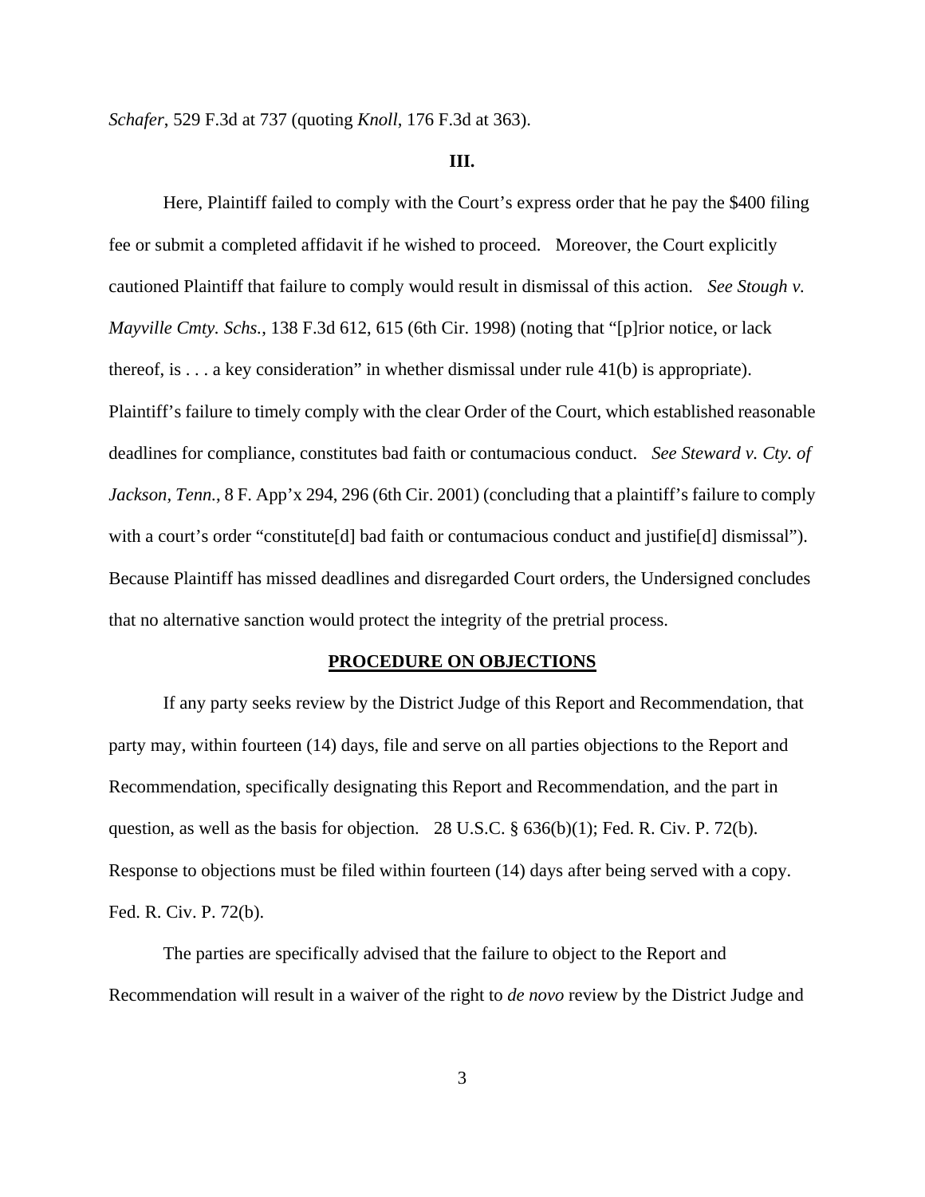*Schafer*, 529 F.3d at 737 (quoting *Knoll*, 176 F.3d at 363).

**III.**

Here, Plaintiff failed to comply with the Court's express order that he pay the $400 filing fee or submit a completed affidavit if he wished to proceed. Moreover, the Court explicitly cautioned Plaintiff that failure to comply would result in dismissal of this action. *See Stough v. Mayville Cmty. Schs.*, 138 F.3d 612, 615 (6th Cir. 1998) (noting that "[p]rior notice, or lack thereof, is . . . a key consideration" in whether dismissal under rule 41(b) is appropriate). Plaintiff's failure to timely comply with the clear Order of the Court, which established reasonable deadlines for compliance, constitutes bad faith or contumacious conduct. *See Steward v. Cty. of Jackson, Tenn.*, 8 F. App'x 294, 296 (6th Cir. 2001) (concluding that a plaintiff's failure to comply with a court's order "constitute[d] bad faith or contumacious conduct and justifie[d] dismissal"). Because Plaintiff has missed deadlines and disregarded Court orders, the Undersigned concludes that no alternative sanction would protect the integrity of the pretrial process.

**PROCEDURE ON OBJECTIONS**

If any party seeks review by the District Judge of this Report and Recommendation, that party may, within fourteen (14) days, file and serve on all parties objections to the Report and Recommendation, specifically designating this Report and Recommendation, and the part in question, as well as the basis for objection. 28 U.S.C. § 636(b)(1); Fed. R. Civ. P. 72(b). Response to objections must be filed within fourteen (14) days after being served with a copy. Fed. R. Civ. P. 72(b).

The parties are specifically advised that the failure to object to the Report and Recommendation will result in a waiver of the right to *de novo* review by the District Judge and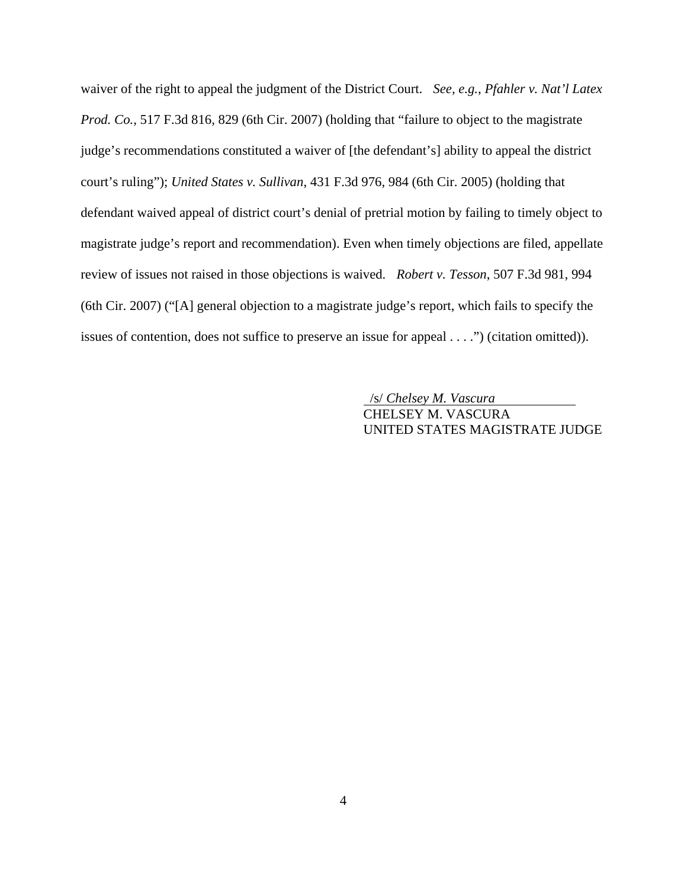waiver of the right to appeal the judgment of the District Court. *See, e.g.*, *Pfahler v. Nat'l Latex Prod. Co.*, 517 F.3d 816, 829 (6th Cir. 2007) (holding that "failure to object to the magistrate judge's recommendations constituted a waiver of [the defendant's] ability to appeal the district court's ruling"); *United States v. Sullivan*, 431 F.3d 976, 984 (6th Cir. 2005) (holding that defendant waived appeal of district court's denial of pretrial motion by failing to timely object to magistrate judge's report and recommendation). Even when timely objections are filed, appellate review of issues not raised in those objections is waived. *Robert v. Tesson*, 507 F.3d 981, 994 (6th Cir. 2007) ("[A] general objection to a magistrate judge's report, which fails to specify the issues of contention, does not suffice to preserve an issue for appeal . . . .") (citation omitted)).

/s/ *Chelsey M. Vascura*
CHELSEY M. VASCURA
UNITED STATES MAGISTRATE JUDGE